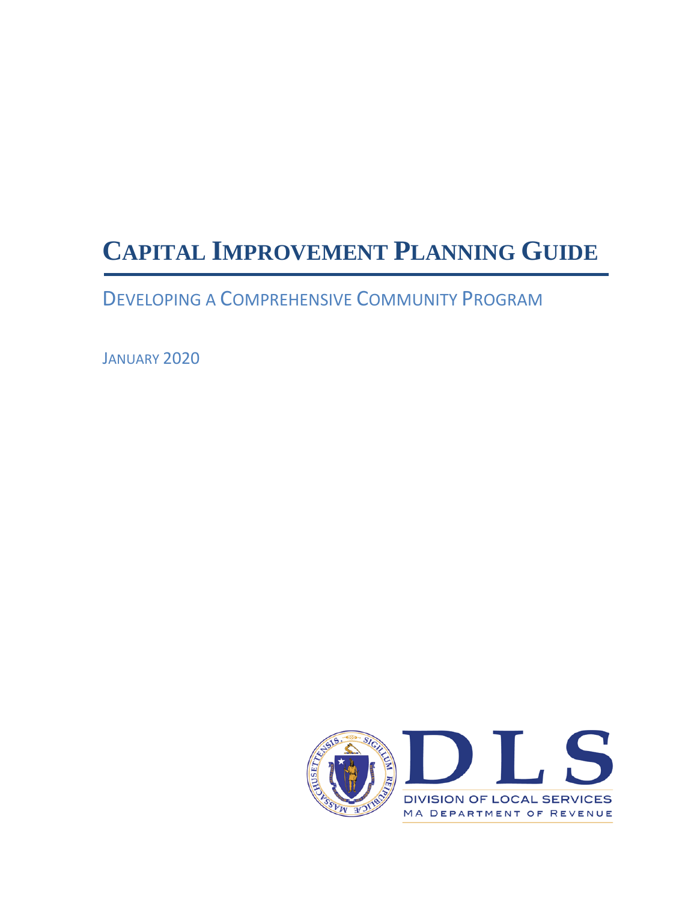# CAPITAL IMPROVEMENT PLANNING GUIDE

## DEVELOPING A COMPREHENSIVE COMMUNITY PROGRAM

JANUARY 2020

DLS

DIVISION OF LOCAL SERVICES

MA DEPARTMENT OF REVENUE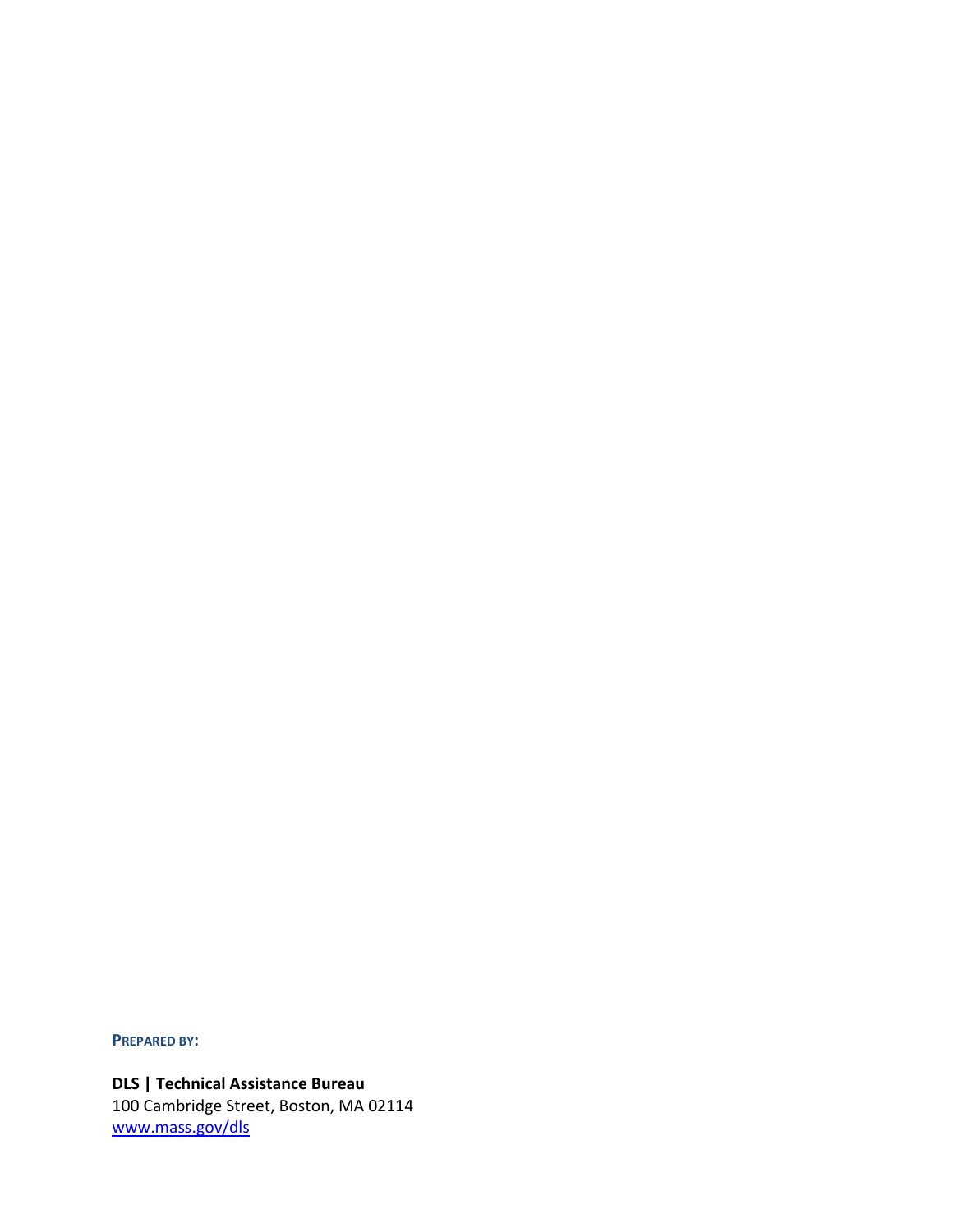**PREPARED BY:**

**DLS | Technical Assistance Bureau**
100 Cambridge Street, Boston, MA 02114
[www.mass.gov/dls](http://www.mass.gov/dls)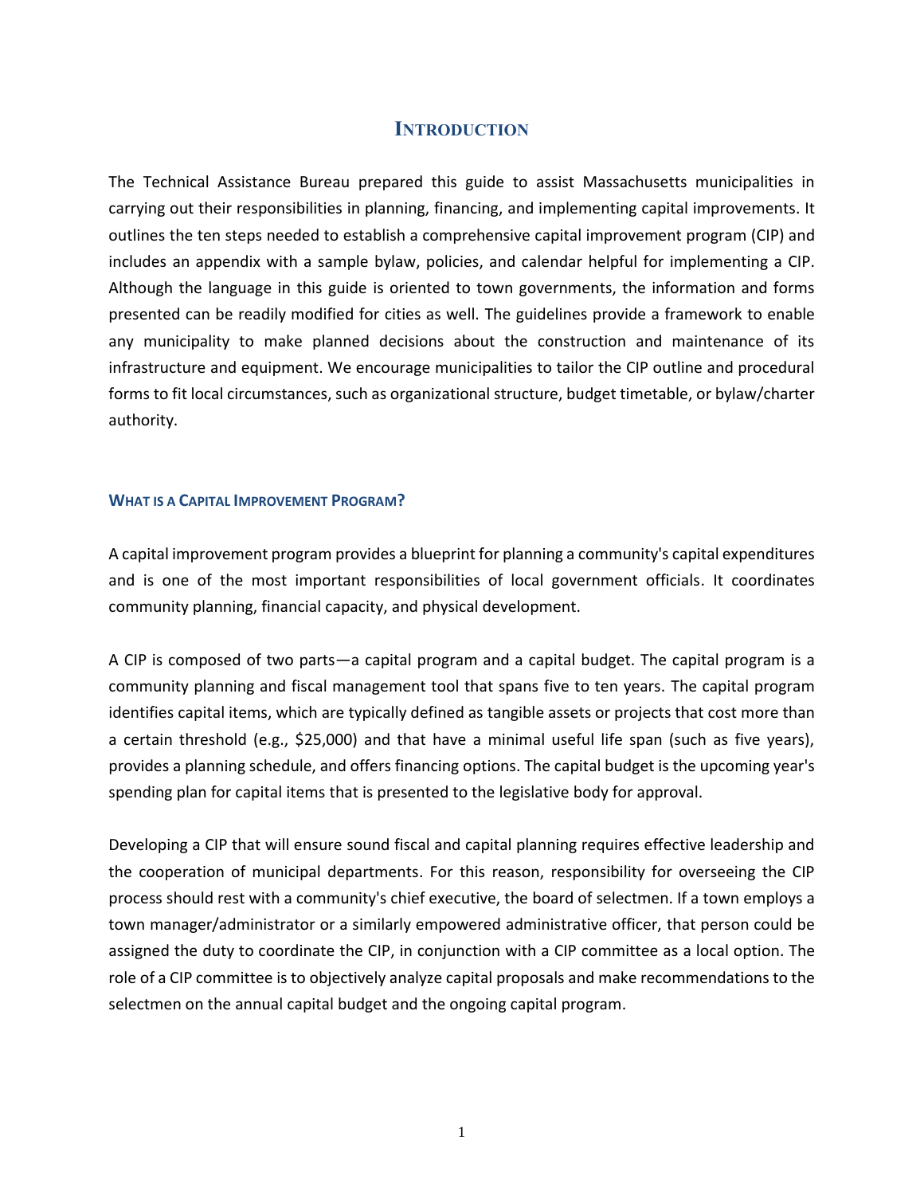# Introduction

The Technical Assistance Bureau prepared this guide to assist Massachusetts municipalities in carrying out their responsibilities in planning, financing, and implementing capital improvements. It outlines the ten steps needed to establish a comprehensive capital improvement program (CIP) and includes an appendix with a sample bylaw, policies, and calendar helpful for implementing a CIP. Although the language in this guide is oriented to town governments, the information and forms presented can be readily modified for cities as well. The guidelines provide a framework to enable any municipality to make planned decisions about the construction and maintenance of its infrastructure and equipment. We encourage municipalities to tailor the CIP outline and procedural forms to fit local circumstances, such as organizational structure, budget timetable, or bylaw/charter authority.

## What is a Capital Improvement Program?

A capital improvement program provides a blueprint for planning a community's capital expenditures and is one of the most important responsibilities of local government officials. It coordinates community planning, financial capacity, and physical development.

A CIP is composed of two parts—a capital program and a capital budget. The capital program is a community planning and fiscal management tool that spans five to ten years. The capital program identifies capital items, which are typically defined as tangible assets or projects that cost more than a certain threshold (e.g., $25,000) and that have a minimal useful life span (such as five years), provides a planning schedule, and offers financing options. The capital budget is the upcoming year's spending plan for capital items that is presented to the legislative body for approval.

Developing a CIP that will ensure sound fiscal and capital planning requires effective leadership and the cooperation of municipal departments. For this reason, responsibility for overseeing the CIP process should rest with a community's chief executive, the board of selectmen. If a town employs a town manager/administrator or a similarly empowered administrative officer, that person could be assigned the duty to coordinate the CIP, in conjunction with a CIP committee as a local option. The role of a CIP committee is to objectively analyze capital proposals and make recommendations to the selectmen on the annual capital budget and the ongoing capital program.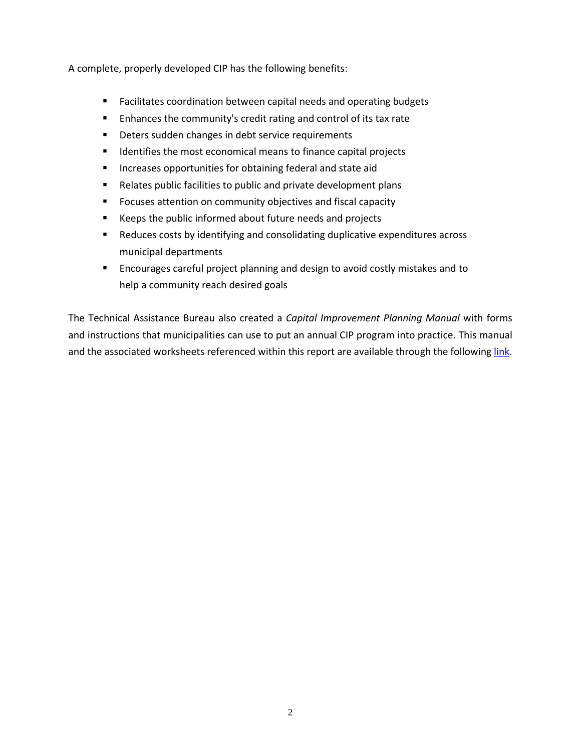A complete, properly developed CIP has the following benefits:

- Facilitates coordination between capital needs and operating budgets
- Enhances the community's credit rating and control of its tax rate
- Deters sudden changes in debt service requirements
- Identifies the most economical means to finance capital projects
- Increases opportunities for obtaining federal and state aid
- Relates public facilities to public and private development plans
- Focuses attention on community objectives and fiscal capacity
- Keeps the public informed about future needs and projects
- Reduces costs by identifying and consolidating duplicative expenditures across municipal departments
- Encourages careful project planning and design to avoid costly mistakes and to help a community reach desired goals

The Technical Assistance Bureau also created a *Capital Improvement Planning Manual* with forms and instructions that municipalities can use to put an annual CIP program into practice. This manual and the associated worksheets referenced within this report are available through the following link.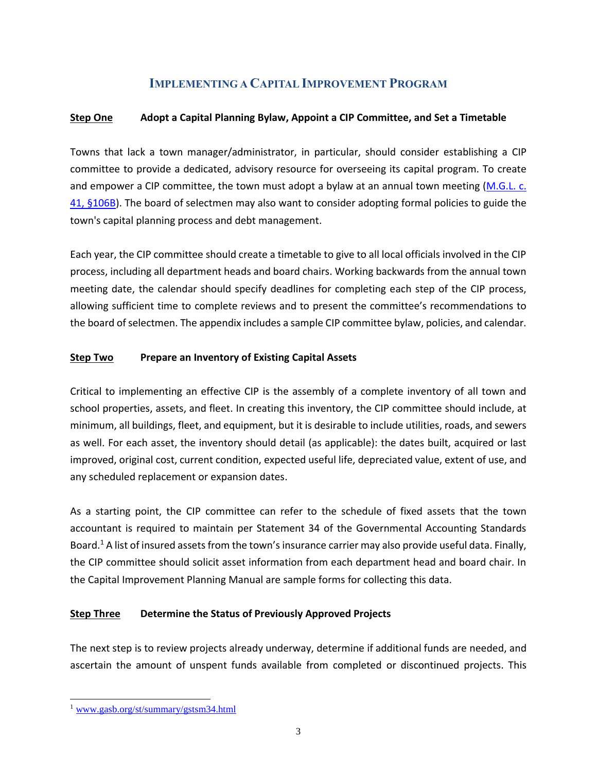## Implementing a Capital Improvement Program

**Step One** **Adopt a Capital Planning Bylaw, Appoint a CIP Committee, and Set a Timetable**

Towns that lack a town manager/administrator, in particular, should consider establishing a CIP committee to provide a dedicated, advisory resource for overseeing its capital program. To create and empower a CIP committee, the town must adopt a bylaw at an annual town meeting (M.G.L. c. 41, §106B). The board of selectmen may also want to consider adopting formal policies to guide the town's capital planning process and debt management.

Each year, the CIP committee should create a timetable to give to all local officials involved in the CIP process, including all department heads and board chairs. Working backwards from the annual town meeting date, the calendar should specify deadlines for completing each step of the CIP process, allowing sufficient time to complete reviews and to present the committee's recommendations to the board of selectmen. The appendix includes a sample CIP committee bylaw, policies, and calendar.

**Step Two** **Prepare an Inventory of Existing Capital Assets**

Critical to implementing an effective CIP is the assembly of a complete inventory of all town and school properties, assets, and fleet. In creating this inventory, the CIP committee should include, at minimum, all buildings, fleet, and equipment, but it is desirable to include utilities, roads, and sewers as well. For each asset, the inventory should detail (as applicable): the dates built, acquired or last improved, original cost, current condition, expected useful life, depreciated value, extent of use, and any scheduled replacement or expansion dates.

As a starting point, the CIP committee can refer to the schedule of fixed assets that the town accountant is required to maintain per Statement 34 of the Governmental Accounting Standards Board.[1] A list of insured assets from the town's insurance carrier may also provide useful data. Finally, the CIP committee should solicit asset information from each department head and board chair. In the Capital Improvement Planning Manual are sample forms for collecting this data.

**Step Three** **Determine the Status of Previously Approved Projects**

The next step is to review projects already underway, determine if additional funds are needed, and ascertain the amount of unspent funds available from completed or discontinued projects. This

[1] www.gasb.org/st/summary/gstsm34.html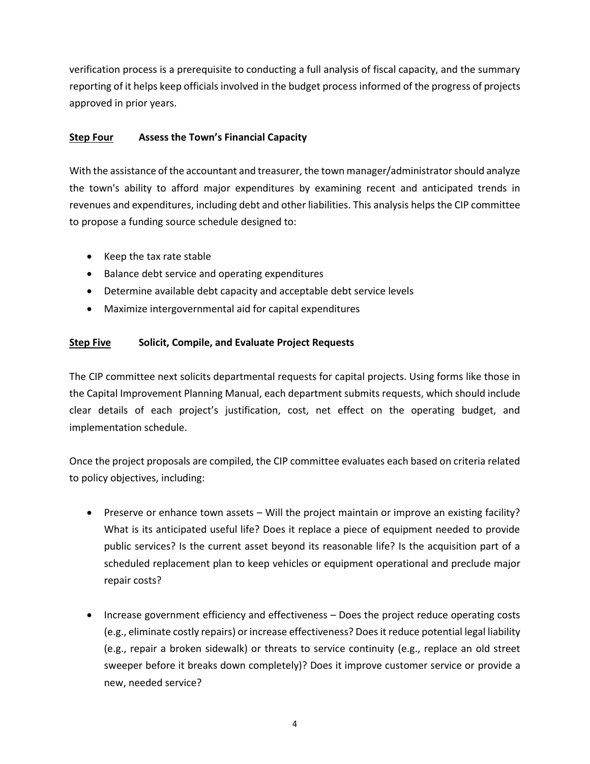verification process is a prerequisite to conducting a full analysis of fiscal capacity, and the summary reporting of it helps keep officials involved in the budget process informed of the progress of projects approved in prior years.

### <u>Step Four</u> Assess the Town's Financial Capacity

With the assistance of the accountant and treasurer, the town manager/administrator should analyze the town's ability to afford major expenditures by examining recent and anticipated trends in revenues and expenditures, including debt and other liabilities. This analysis helps the CIP committee to propose a funding source schedule designed to:

- Keep the tax rate stable
- Balance debt service and operating expenditures
- Determine available debt capacity and acceptable debt service levels
- Maximize intergovernmental aid for capital expenditures

### <u>Step Five</u> Solicit, Compile, and Evaluate Project Requests

The CIP committee next solicits departmental requests for capital projects. Using forms like those in the Capital Improvement Planning Manual, each department submits requests, which should include clear details of each project's justification, cost, net effect on the operating budget, and implementation schedule.

Once the project proposals are compiled, the CIP committee evaluates each based on criteria related to policy objectives, including:

- Preserve or enhance town assets – Will the project maintain or improve an existing facility? What is its anticipated useful life? Does it replace a piece of equipment needed to provide public services? Is the current asset beyond its reasonable life? Is the acquisition part of a scheduled replacement plan to keep vehicles or equipment operational and preclude major repair costs?

- Increase government efficiency and effectiveness – Does the project reduce operating costs (e.g., eliminate costly repairs) or increase effectiveness? Does it reduce potential legal liability (e.g., repair a broken sidewalk) or threats to service continuity (e.g., replace an old street sweeper before it breaks down completely)? Does it improve customer service or provide a new, needed service?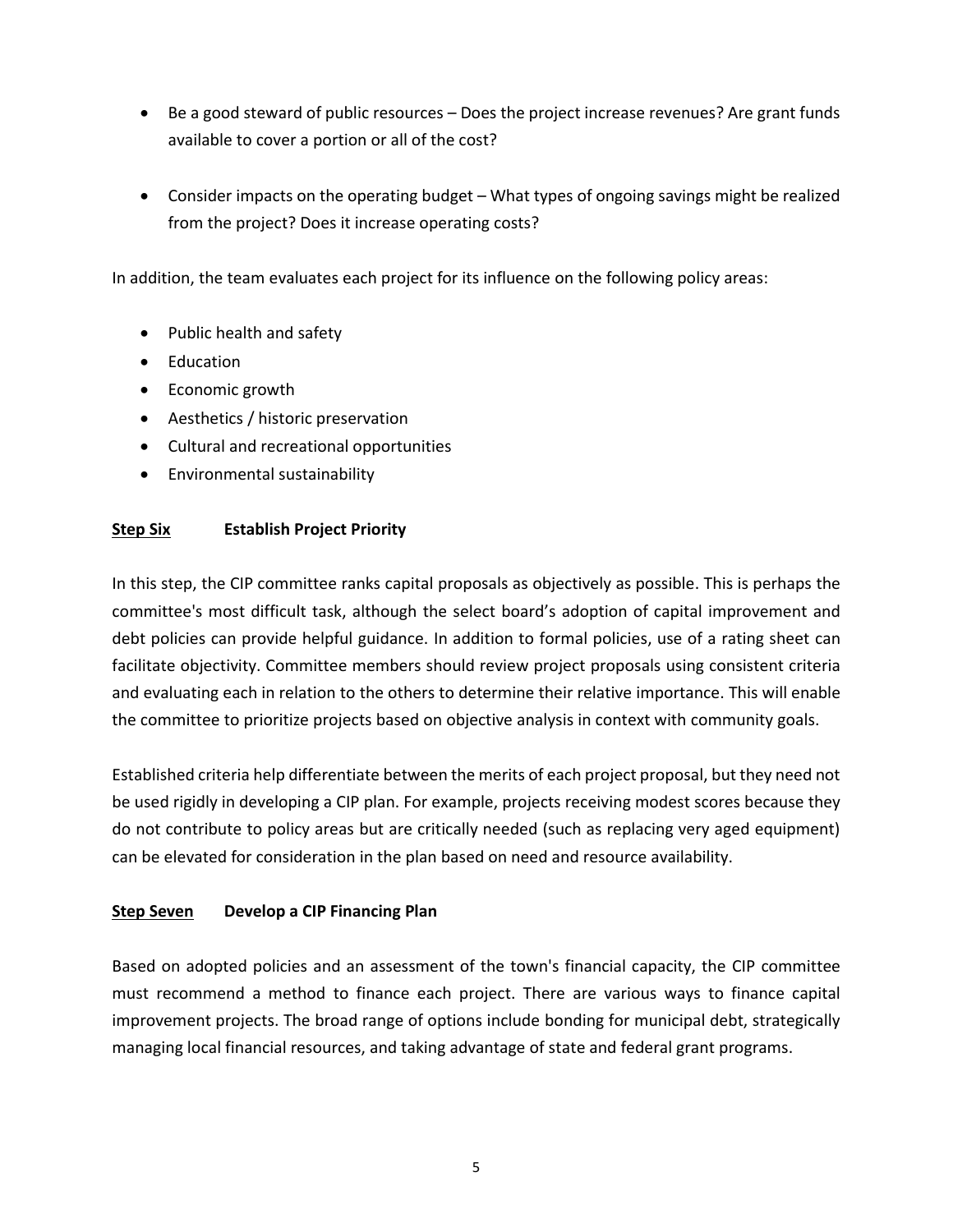- Be a good steward of public resources – Does the project increase revenues? Are grant funds available to cover a portion or all of the cost?

- Consider impacts on the operating budget – What types of ongoing savings might be realized from the project? Does it increase operating costs?

In addition, the team evaluates each project for its influence on the following policy areas:

- Public health and safety
- Education
- Economic growth
- Aesthetics / historic preservation
- Cultural and recreational opportunities
- Environmental sustainability

### Step Six Establish Project Priority

In this step, the CIP committee ranks capital proposals as objectively as possible. This is perhaps the committee's most difficult task, although the select board's adoption of capital improvement and debt policies can provide helpful guidance. In addition to formal policies, use of a rating sheet can facilitate objectivity. Committee members should review project proposals using consistent criteria and evaluating each in relation to the others to determine their relative importance. This will enable the committee to prioritize projects based on objective analysis in context with community goals.

Established criteria help differentiate between the merits of each project proposal, but they need not be used rigidly in developing a CIP plan. For example, projects receiving modest scores because they do not contribute to policy areas but are critically needed (such as replacing very aged equipment) can be elevated for consideration in the plan based on need and resource availability.

### Step Seven Develop a CIP Financing Plan

Based on adopted policies and an assessment of the town's financial capacity, the CIP committee must recommend a method to finance each project. There are various ways to finance capital improvement projects. The broad range of options include bonding for municipal debt, strategically managing local financial resources, and taking advantage of state and federal grant programs.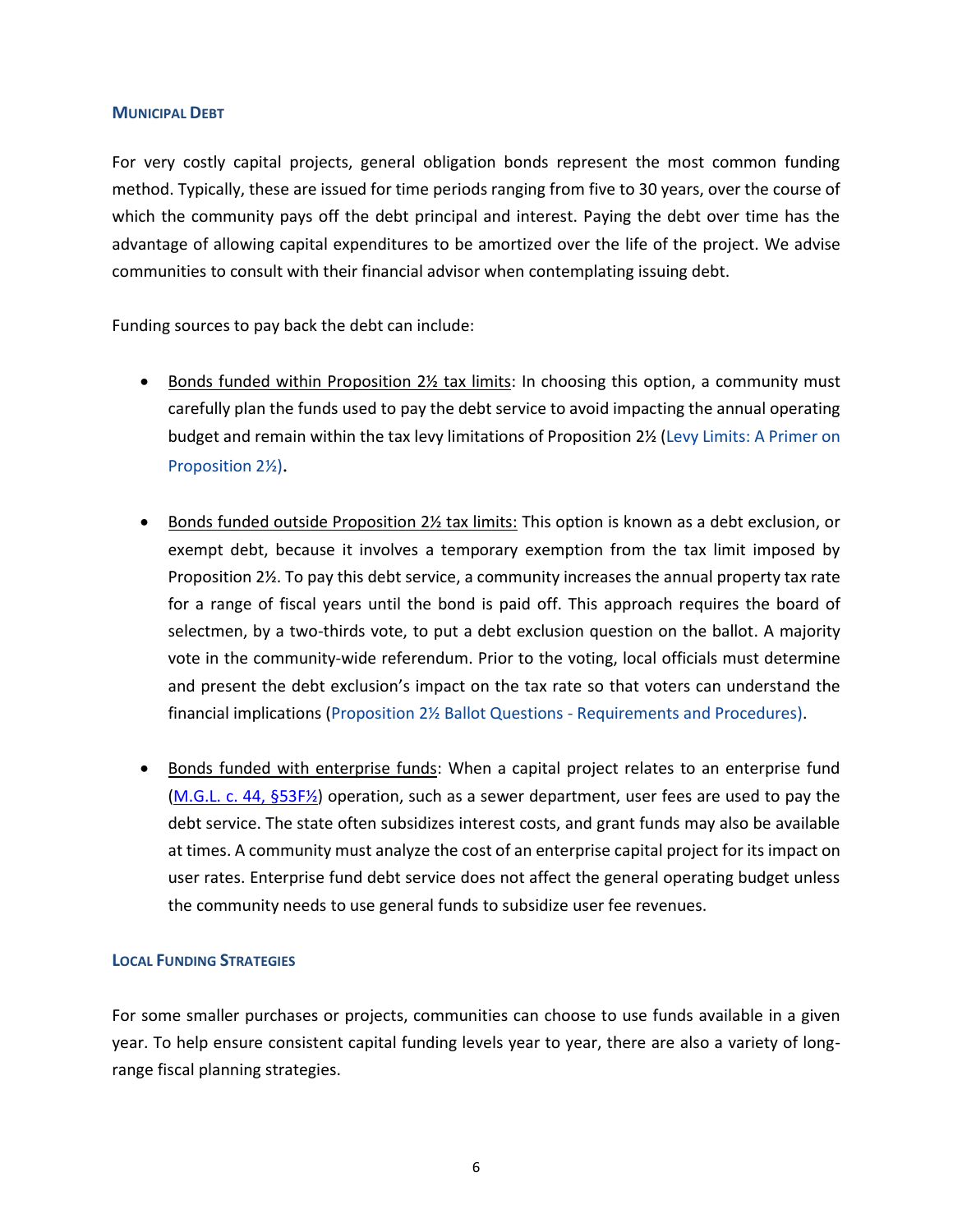### Municipal Debt

For very costly capital projects, general obligation bonds represent the most common funding method. Typically, these are issued for time periods ranging from five to 30 years, over the course of which the community pays off the debt principal and interest. Paying the debt over time has the advantage of allowing capital expenditures to be amortized over the life of the project. We advise communities to consult with their financial advisor when contemplating issuing debt.

Funding sources to pay back the debt can include:

- Bonds funded within Proposition 2½ tax limits: In choosing this option, a community must carefully plan the funds used to pay the debt service to avoid impacting the annual operating budget and remain within the tax levy limitations of Proposition 2½ (Levy Limits: A Primer on Proposition 2½).

- Bonds funded outside Proposition 2½ tax limits: This option is known as a debt exclusion, or exempt debt, because it involves a temporary exemption from the tax limit imposed by Proposition 2½. To pay this debt service, a community increases the annual property tax rate for a range of fiscal years until the bond is paid off. This approach requires the board of selectmen, by a two-thirds vote, to put a debt exclusion question on the ballot. A majority vote in the community-wide referendum. Prior to the voting, local officials must determine and present the debt exclusion's impact on the tax rate so that voters can understand the financial implications (Proposition 2½ Ballot Questions - Requirements and Procedures).

- Bonds funded with enterprise funds: When a capital project relates to an enterprise fund (M.G.L. c. 44, §53F½) operation, such as a sewer department, user fees are used to pay the debt service. The state often subsidizes interest costs, and grant funds may also be available at times. A community must analyze the cost of an enterprise capital project for its impact on user rates. Enterprise fund debt service does not affect the general operating budget unless the community needs to use general funds to subsidize user fee revenues.

### Local Funding Strategies

For some smaller purchases or projects, communities can choose to use funds available in a given year. To help ensure consistent capital funding levels year to year, there are also a variety of long-range fiscal planning strategies.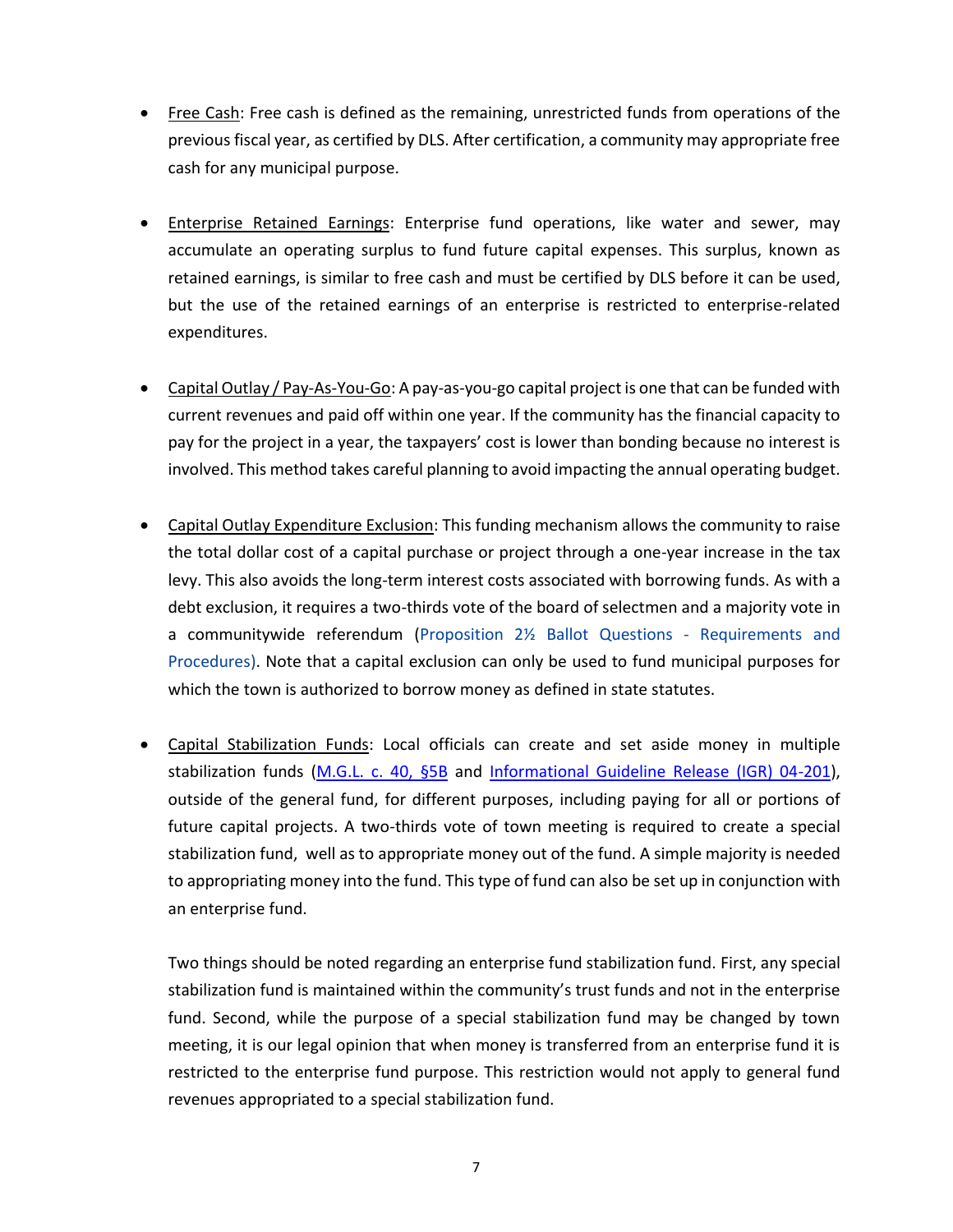- Free Cash: Free cash is defined as the remaining, unrestricted funds from operations of the previous fiscal year, as certified by DLS. After certification, a community may appropriate free cash for any municipal purpose.

- Enterprise Retained Earnings: Enterprise fund operations, like water and sewer, may accumulate an operating surplus to fund future capital expenses. This surplus, known as retained earnings, is similar to free cash and must be certified by DLS before it can be used, but the use of the retained earnings of an enterprise is restricted to enterprise-related expenditures.

- Capital Outlay / Pay-As-You-Go: A pay-as-you-go capital project is one that can be funded with current revenues and paid off within one year. If the community has the financial capacity to pay for the project in a year, the taxpayers' cost is lower than bonding because no interest is involved. This method takes careful planning to avoid impacting the annual operating budget.

- Capital Outlay Expenditure Exclusion: This funding mechanism allows the community to raise the total dollar cost of a capital purchase or project through a one-year increase in the tax levy. This also avoids the long-term interest costs associated with borrowing funds. As with a debt exclusion, it requires a two-thirds vote of the board of selectmen and a majority vote in a communitywide referendum (Proposition 2½ Ballot Questions - Requirements and Procedures). Note that a capital exclusion can only be used to fund municipal purposes for which the town is authorized to borrow money as defined in state statutes.

- Capital Stabilization Funds: Local officials can create and set aside money in multiple stabilization funds (M.G.L. c. 40, §5B and Informational Guideline Release (IGR) 04-201), outside of the general fund, for different purposes, including paying for all or portions of future capital projects. A two-thirds vote of town meeting is required to create a special stabilization fund, well as to appropriate money out of the fund. A simple majority is needed to appropriating money into the fund. This type of fund can also be set up in conjunction with an enterprise fund.

  Two things should be noted regarding an enterprise fund stabilization fund. First, any special stabilization fund is maintained within the community's trust funds and not in the enterprise fund. Second, while the purpose of a special stabilization fund may be changed by town meeting, it is our legal opinion that when money is transferred from an enterprise fund it is restricted to the enterprise fund purpose. This restriction would not apply to general fund revenues appropriated to a special stabilization fund.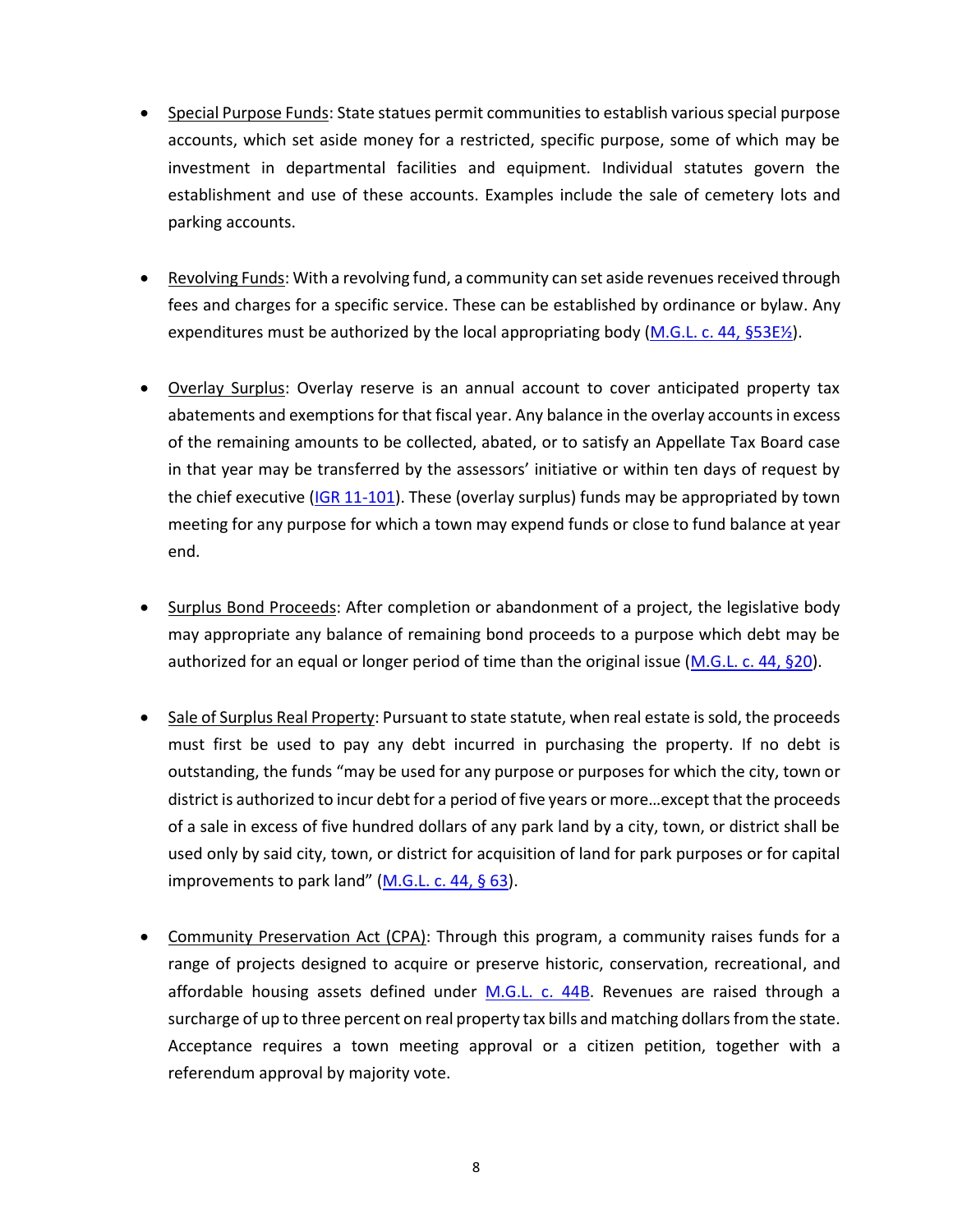- Special Purpose Funds: State statues permit communities to establish various special purpose accounts, which set aside money for a restricted, specific purpose, some of which may be investment in departmental facilities and equipment. Individual statutes govern the establishment and use of these accounts. Examples include the sale of cemetery lots and parking accounts.

- Revolving Funds: With a revolving fund, a community can set aside revenues received through fees and charges for a specific service. These can be established by ordinance or bylaw. Any expenditures must be authorized by the local appropriating body (M.G.L. c. 44, §53E½).

- Overlay Surplus: Overlay reserve is an annual account to cover anticipated property tax abatements and exemptions for that fiscal year. Any balance in the overlay accounts in excess of the remaining amounts to be collected, abated, or to satisfy an Appellate Tax Board case in that year may be transferred by the assessors' initiative or within ten days of request by the chief executive (IGR 11-101). These (overlay surplus) funds may be appropriated by town meeting for any purpose for which a town may expend funds or close to fund balance at year end.

- Surplus Bond Proceeds: After completion or abandonment of a project, the legislative body may appropriate any balance of remaining bond proceeds to a purpose which debt may be authorized for an equal or longer period of time than the original issue (M.G.L. c. 44, §20).

- Sale of Surplus Real Property: Pursuant to state statute, when real estate is sold, the proceeds must first be used to pay any debt incurred in purchasing the property. If no debt is outstanding, the funds "may be used for any purpose or purposes for which the city, town or district is authorized to incur debt for a period of five years or more…except that the proceeds of a sale in excess of five hundred dollars of any park land by a city, town, or district shall be used only by said city, town, or district for acquisition of land for park purposes or for capital improvements to park land" (M.G.L. c. 44, § 63).

- Community Preservation Act (CPA): Through this program, a community raises funds for a range of projects designed to acquire or preserve historic, conservation, recreational, and affordable housing assets defined under M.G.L. c. 44B. Revenues are raised through a surcharge of up to three percent on real property tax bills and matching dollars from the state. Acceptance requires a town meeting approval or a citizen petition, together with a referendum approval by majority vote.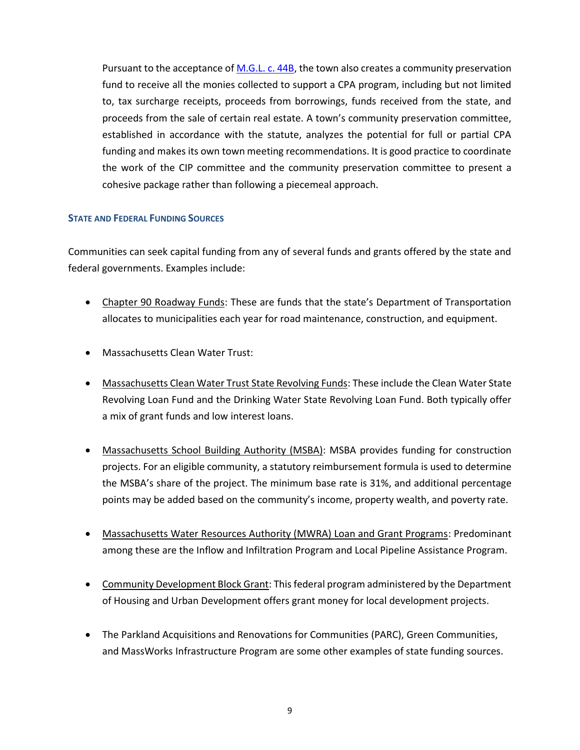Pursuant to the acceptance of [M.G.L. c. 44B](), the town also creates a community preservation fund to receive all the monies collected to support a CPA program, including but not limited to, tax surcharge receipts, proceeds from borrowings, funds received from the state, and proceeds from the sale of certain real estate. A town's community preservation committee, established in accordance with the statute, analyzes the potential for full or partial CPA funding and makes its own town meeting recommendations. It is good practice to coordinate the work of the CIP committee and the community preservation committee to present a cohesive package rather than following a piecemeal approach.

### State and Federal Funding Sources

Communities can seek capital funding from any of several funds and grants offered by the state and federal governments. Examples include:

- Chapter 90 Roadway Funds: These are funds that the state's Department of Transportation allocates to municipalities each year for road maintenance, construction, and equipment.
- Massachusetts Clean Water Trust:
- Massachusetts Clean Water Trust State Revolving Funds: These include the Clean Water State Revolving Loan Fund and the Drinking Water State Revolving Loan Fund. Both typically offer a mix of grant funds and low interest loans.
- Massachusetts School Building Authority (MSBA): MSBA provides funding for construction projects. For an eligible community, a statutory reimbursement formula is used to determine the MSBA's share of the project. The minimum base rate is 31%, and additional percentage points may be added based on the community's income, property wealth, and poverty rate.
- Massachusetts Water Resources Authority (MWRA) Loan and Grant Programs: Predominant among these are the Inflow and Infiltration Program and Local Pipeline Assistance Program.
- Community Development Block Grant: This federal program administered by the Department of Housing and Urban Development offers grant money for local development projects.
- The Parkland Acquisitions and Renovations for Communities (PARC), Green Communities, and MassWorks Infrastructure Program are some other examples of state funding sources.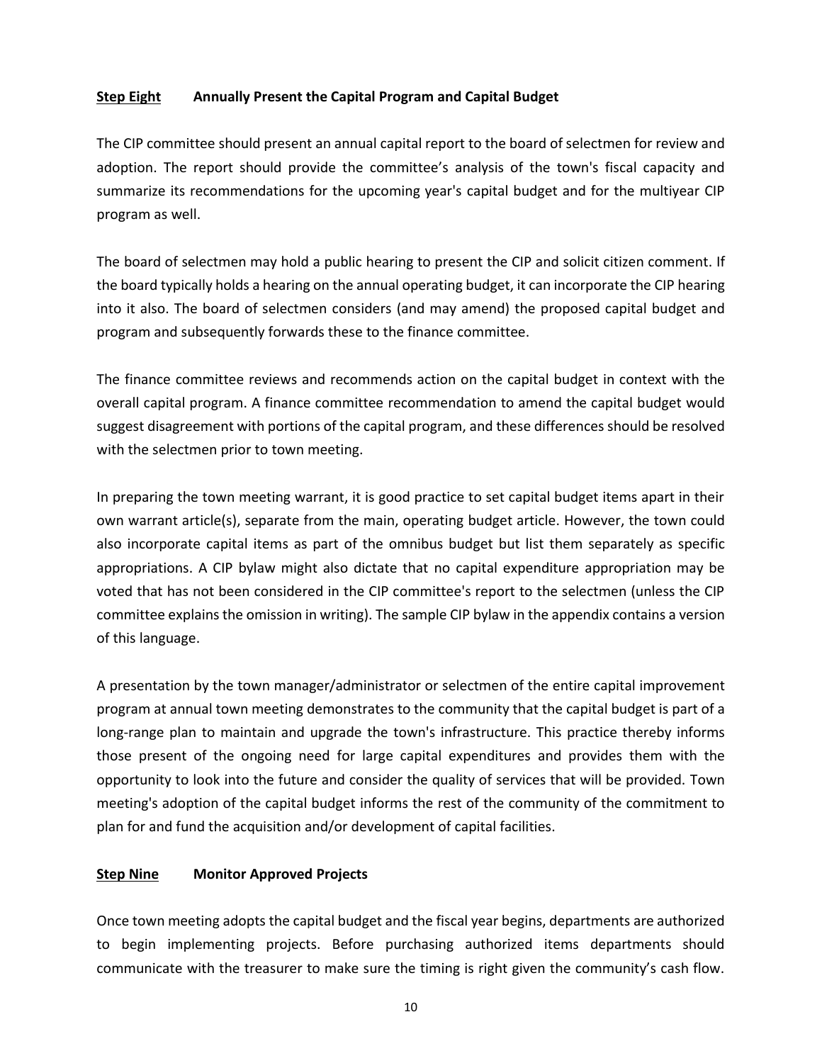**<u>Step Eight</u> Annually Present the Capital Program and Capital Budget**

The CIP committee should present an annual capital report to the board of selectmen for review and adoption. The report should provide the committee's analysis of the town's fiscal capacity and summarize its recommendations for the upcoming year's capital budget and for the multiyear CIP program as well.

The board of selectmen may hold a public hearing to present the CIP and solicit citizen comment. If the board typically holds a hearing on the annual operating budget, it can incorporate the CIP hearing into it also. The board of selectmen considers (and may amend) the proposed capital budget and program and subsequently forwards these to the finance committee.

The finance committee reviews and recommends action on the capital budget in context with the overall capital program. A finance committee recommendation to amend the capital budget would suggest disagreement with portions of the capital program, and these differences should be resolved with the selectmen prior to town meeting.

In preparing the town meeting warrant, it is good practice to set capital budget items apart in their own warrant article(s), separate from the main, operating budget article. However, the town could also incorporate capital items as part of the omnibus budget but list them separately as specific appropriations. A CIP bylaw might also dictate that no capital expenditure appropriation may be voted that has not been considered in the CIP committee's report to the selectmen (unless the CIP committee explains the omission in writing). The sample CIP bylaw in the appendix contains a version of this language.

A presentation by the town manager/administrator or selectmen of the entire capital improvement program at annual town meeting demonstrates to the community that the capital budget is part of a long-range plan to maintain and upgrade the town's infrastructure. This practice thereby informs those present of the ongoing need for large capital expenditures and provides them with the opportunity to look into the future and consider the quality of services that will be provided. Town meeting's adoption of the capital budget informs the rest of the community of the commitment to plan for and fund the acquisition and/or development of capital facilities.

**<u>Step Nine</u> Monitor Approved Projects**

Once town meeting adopts the capital budget and the fiscal year begins, departments are authorized to begin implementing projects. Before purchasing authorized items departments should communicate with the treasurer to make sure the timing is right given the community's cash flow.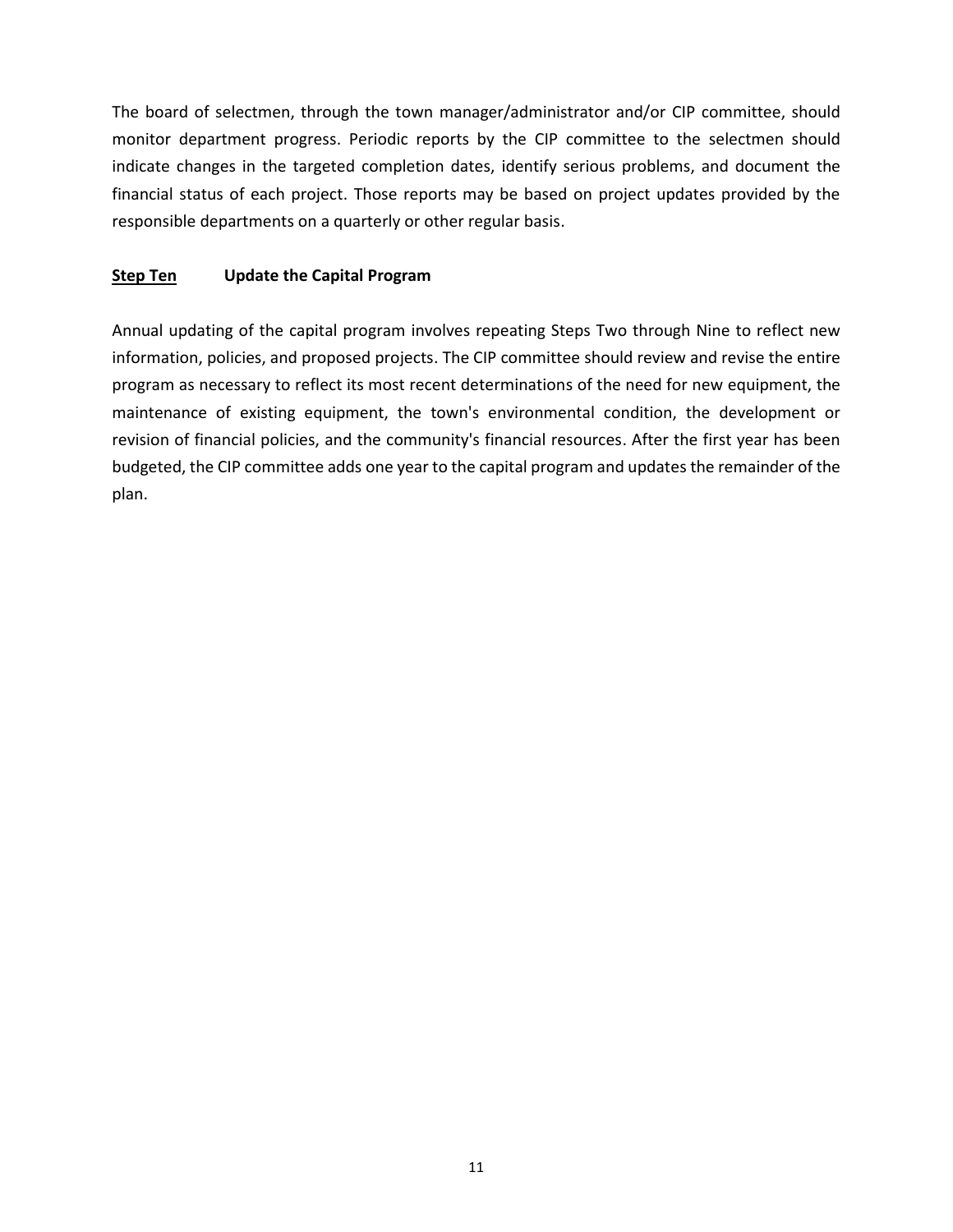The board of selectmen, through the town manager/administrator and/or CIP committee, should monitor department progress. Periodic reports by the CIP committee to the selectmen should indicate changes in the targeted completion dates, identify serious problems, and document the financial status of each project. Those reports may be based on project updates provided by the responsible departments on a quarterly or other regular basis.

### <u>Step Ten</u> Update the Capital Program

Annual updating of the capital program involves repeating Steps Two through Nine to reflect new information, policies, and proposed projects. The CIP committee should review and revise the entire program as necessary to reflect its most recent determinations of the need for new equipment, the maintenance of existing equipment, the town's environmental condition, the development or revision of financial policies, and the community's financial resources. After the first year has been budgeted, the CIP committee adds one year to the capital program and updates the remainder of the plan.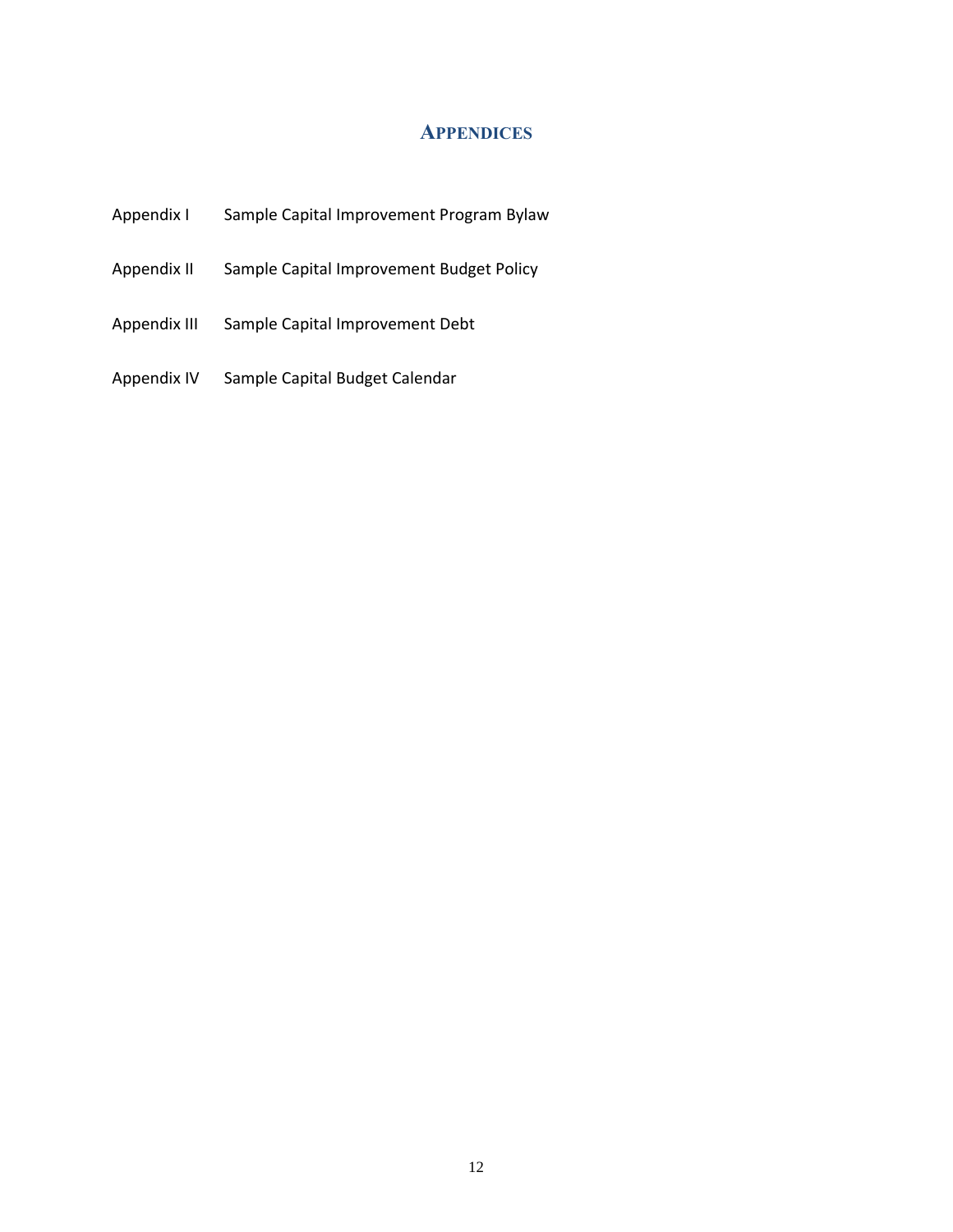# APPENDICES

| | |
|---|---|
| Appendix I | Sample Capital Improvement Program Bylaw |
| Appendix II | Sample Capital Improvement Budget Policy |
| Appendix III | Sample Capital Improvement Debt |
| Appendix IV | Sample Capital Budget Calendar |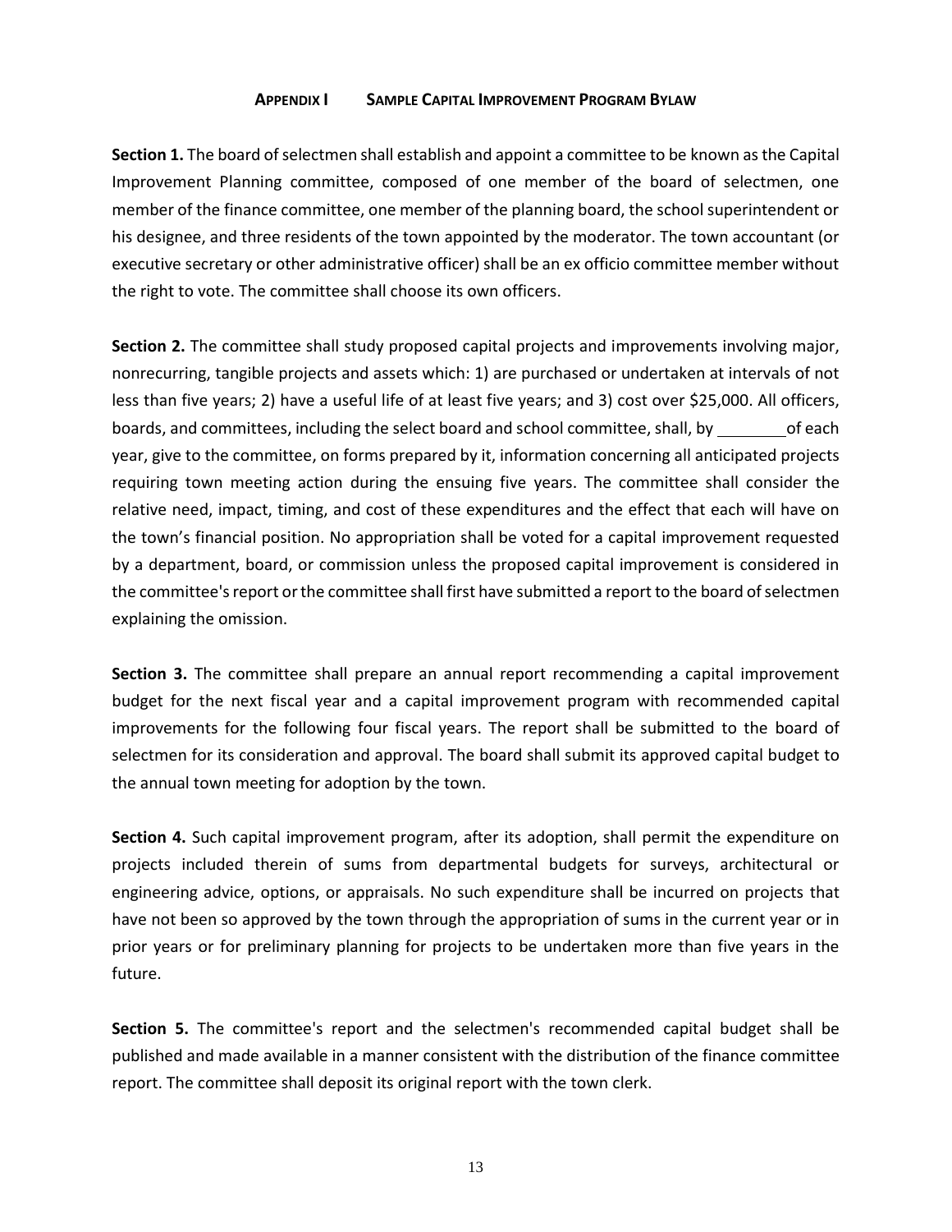## Appendix I Sample Capital Improvement Program Bylaw

**Section 1.** The board of selectmen shall establish and appoint a committee to be known as the Capital Improvement Planning committee, composed of one member of the board of selectmen, one member of the finance committee, one member of the planning board, the school superintendent or his designee, and three residents of the town appointed by the moderator. The town accountant (or executive secretary or other administrative officer) shall be an ex officio committee member without the right to vote. The committee shall choose its own officers.

**Section 2.** The committee shall study proposed capital projects and improvements involving major, nonrecurring, tangible projects and assets which: 1) are purchased or undertaken at intervals of not less than five years; 2) have a useful life of at least five years; and 3) cost over $25,000. All officers, boards, and committees, including the select board and school committee, shall, by ________ of each year, give to the committee, on forms prepared by it, information concerning all anticipated projects requiring town meeting action during the ensuing five years. The committee shall consider the relative need, impact, timing, and cost of these expenditures and the effect that each will have on the town's financial position. No appropriation shall be voted for a capital improvement requested by a department, board, or commission unless the proposed capital improvement is considered in the committee's report or the committee shall first have submitted a report to the board of selectmen explaining the omission.

**Section 3.** The committee shall prepare an annual report recommending a capital improvement budget for the next fiscal year and a capital improvement program with recommended capital improvements for the following four fiscal years. The report shall be submitted to the board of selectmen for its consideration and approval. The board shall submit its approved capital budget to the annual town meeting for adoption by the town.

**Section 4.** Such capital improvement program, after its adoption, shall permit the expenditure on projects included therein of sums from departmental budgets for surveys, architectural or engineering advice, options, or appraisals. No such expenditure shall be incurred on projects that have not been so approved by the town through the appropriation of sums in the current year or in prior years or for preliminary planning for projects to be undertaken more than five years in the future.

**Section 5.** The committee's report and the selectmen's recommended capital budget shall be published and made available in a manner consistent with the distribution of the finance committee report. The committee shall deposit its original report with the town clerk.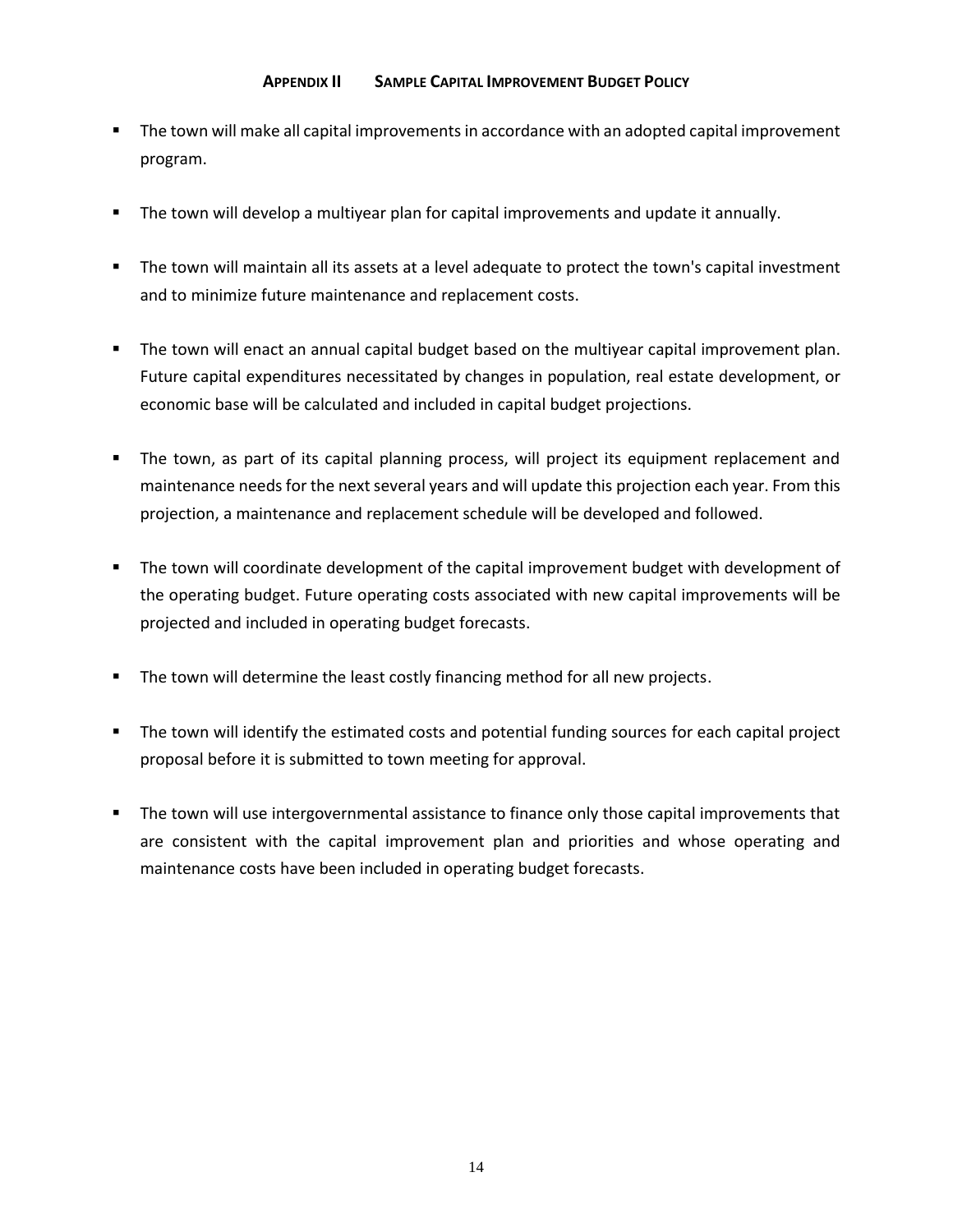## Appendix II    Sample Capital Improvement Budget Policy

- The town will make all capital improvements in accordance with an adopted capital improvement program.
- The town will develop a multiyear plan for capital improvements and update it annually.
- The town will maintain all its assets at a level adequate to protect the town's capital investment and to minimize future maintenance and replacement costs.
- The town will enact an annual capital budget based on the multiyear capital improvement plan. Future capital expenditures necessitated by changes in population, real estate development, or economic base will be calculated and included in capital budget projections.
- The town, as part of its capital planning process, will project its equipment replacement and maintenance needs for the next several years and will update this projection each year. From this projection, a maintenance and replacement schedule will be developed and followed.
- The town will coordinate development of the capital improvement budget with development of the operating budget. Future operating costs associated with new capital improvements will be projected and included in operating budget forecasts.
- The town will determine the least costly financing method for all new projects.
- The town will identify the estimated costs and potential funding sources for each capital project proposal before it is submitted to town meeting for approval.
- The town will use intergovernmental assistance to finance only those capital improvements that are consistent with the capital improvement plan and priorities and whose operating and maintenance costs have been included in operating budget forecasts.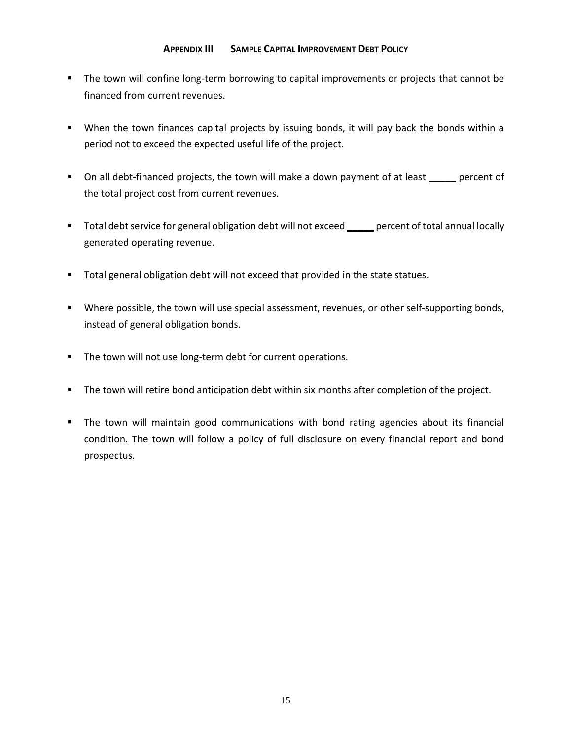## APPENDIX III SAMPLE CAPITAL IMPROVEMENT DEBT POLICY

- The town will confine long-term borrowing to capital improvements or projects that cannot be financed from current revenues.
- When the town finances capital projects by issuing bonds, it will pay back the bonds within a period not to exceed the expected useful life of the project.
- On all debt-financed projects, the town will make a down payment of at least _____ percent of the total project cost from current revenues.
- Total debt service for general obligation debt will not exceed _____ percent of total annual locally generated operating revenue.
- Total general obligation debt will not exceed that provided in the state statues.
- Where possible, the town will use special assessment, revenues, or other self-supporting bonds, instead of general obligation bonds.
- The town will not use long-term debt for current operations.
- The town will retire bond anticipation debt within six months after completion of the project.
- The town will maintain good communications with bond rating agencies about its financial condition. The town will follow a policy of full disclosure on every financial report and bond prospectus.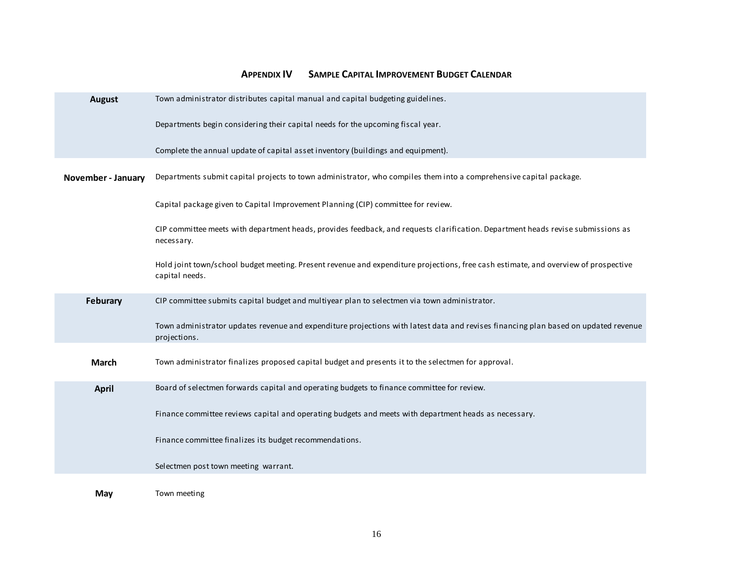## APPENDIX IV SAMPLE CAPITAL IMPROVEMENT BUDGET CALENDAR

| | |
|---|---|
| **August** | Town administrator distributes capital manual and capital budgeting guidelines. |
| | Departments begin considering their capital needs for the upcoming fiscal year. |
| | Complete the annual update of capital asset inventory (buildings and equipment). |
| **November - January** | Departments submit capital projects to town administrator, who compiles them into a comprehensive capital package. |
| | Capital package given to Capital Improvement Planning (CIP) committee for review. |
| | CIP committee meets with department heads, provides feedback, and requests clarification. Department heads revise submissions as necessary. |
| | Hold joint town/school budget meeting. Present revenue and expenditure projections, free cash estimate, and overview of prospective capital needs. |
| **Feburary** | CIP committee submits capital budget and multiyear plan to selectmen via town administrator. |
| | Town administrator updates revenue and expenditure projections with latest data and revises financing plan based on updated revenue projections. |
| **March** | Town administrator finalizes proposed capital budget and presents it to the selectmen for approval. |
| **April** | Board of selectmen forwards capital and operating budgets to finance committee for review. |
| | Finance committee reviews capital and operating budgets and meets with department heads as necessary. |
| | Finance committee finalizes its budget recommendations. |
| | Selectmen post town meeting warrant. |
| **May** | Town meeting |